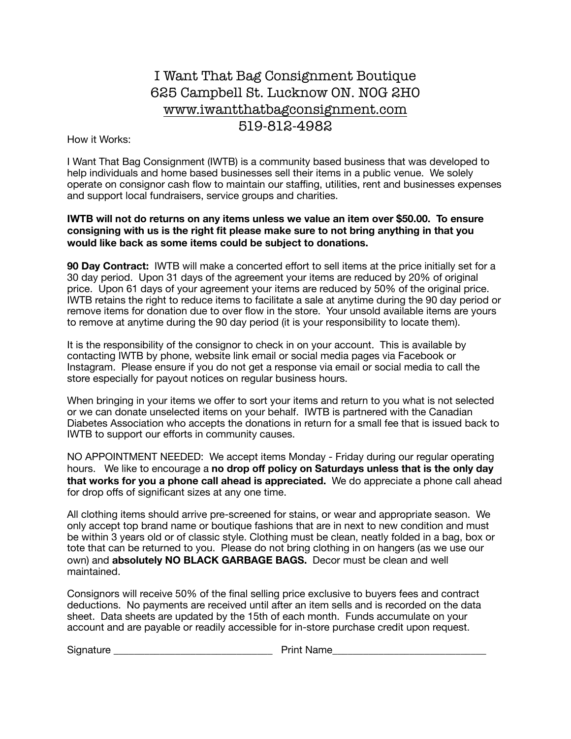# I Want That Bag Consignment Boutique

625 Campbell St. Lucknow ON. N0G 2H0
www.iwantthatbagconsignment.com
519-812-4982

How it Works:

I Want That Bag Consignment (IWTB) is a community based business that was developed to help individuals and home based businesses sell their items in a public venue. We solely operate on consignor cash flow to maintain our staffing, utilities, rent and businesses expenses and support local fundraisers, service groups and charities.

**IWTB will not do returns on any items unless we value an item over $50.00. To ensure consigning with us is the right fit please make sure to not bring anything in that you would like back as some items could be subject to donations.**

**90 Day Contract:** IWTB will make a concerted effort to sell items at the price initially set for a 30 day period. Upon 31 days of the agreement your items are reduced by 20% of original price. Upon 61 days of your agreement your items are reduced by 50% of the original price. IWTB retains the right to reduce items to facilitate a sale at anytime during the 90 day period or remove items for donation due to over flow in the store. Your unsold available items are yours to remove at anytime during the 90 day period (it is your responsibility to locate them).

It is the responsibility of the consignor to check in on your account. This is available by contacting IWTB by phone, website link email or social media pages via Facebook or Instagram. Please ensure if you do not get a response via email or social media to call the store especially for payout notices on regular business hours.

When bringing in your items we offer to sort your items and return to you what is not selected or we can donate unselected items on your behalf. IWTB is partnered with the Canadian Diabetes Association who accepts the donations in return for a small fee that is issued back to IWTB to support our efforts in community causes.

NO APPOINTMENT NEEDED: We accept items Monday - Friday during our regular operating hours. We like to encourage a **no drop off policy on Saturdays unless that is the only day that works for you a phone call ahead is appreciated.** We do appreciate a phone call ahead for drop offs of significant sizes at any one time.

All clothing items should arrive pre-screened for stains, or wear and appropriate season. We only accept top brand name or boutique fashions that are in next to new condition and must be within 3 years old or of classic style. Clothing must be clean, neatly folded in a bag, box or tote that can be returned to you. Please do not bring clothing in on hangers (as we use our own) and **absolutely NO BLACK GARBAGE BAGS.** Decor must be clean and well maintained.

Consignors will receive 50% of the final selling price exclusive to buyers fees and contract deductions. No payments are received until after an item sells and is recorded on the data sheet. Data sheets are updated by the 15th of each month. Funds accumulate on your account and are payable or readily accessible for in-store purchase credit upon request.

Signature ______________________________ Print Name______________________________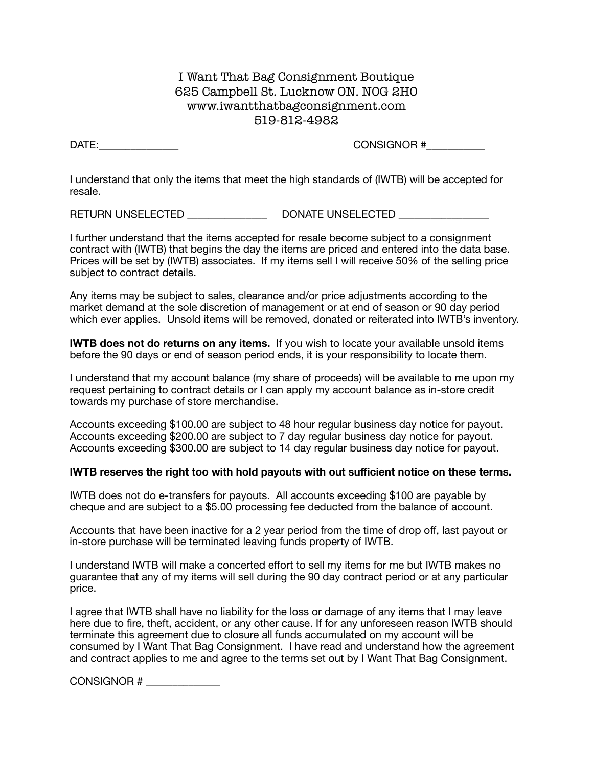I Want That Bag Consignment Boutique
625 Campbell St. Lucknow ON. N0G 2H0
www.iwantthatbagconsignment.com
519-812-4982

DATE:_______________ CONSIGNOR #___________

I understand that only the items that meet the high standards of (IWTB) will be accepted for resale.

RETURN UNSELECTED _______________ DONATE UNSELECTED _________________

I further understand that the items accepted for resale become subject to a consignment contract with (IWTB) that begins the day the items are priced and entered into the data base. Prices will be set by (IWTB) associates. If my items sell I will receive 50% of the selling price subject to contract details.

Any items may be subject to sales, clearance and/or price adjustments according to the market demand at the sole discretion of management or at end of season or 90 day period which ever applies. Unsold items will be removed, donated or reiterated into IWTB's inventory.

**IWTB does not do returns on any items.** If you wish to locate your available unsold items before the 90 days or end of season period ends, it is your responsibility to locate them.

I understand that my account balance (my share of proceeds) will be available to me upon my request pertaining to contract details or I can apply my account balance as in-store credit towards my purchase of store merchandise.

Accounts exceeding $100.00 are subject to 48 hour regular business day notice for payout.
Accounts exceeding $200.00 are subject to 7 day regular business day notice for payout.
Accounts exceeding $300.00 are subject to 14 day regular business day notice for payout.

**IWTB reserves the right too with hold payouts with out sufficient notice on these terms.**

IWTB does not do e-transfers for payouts. All accounts exceeding $100 are payable by cheque and are subject to a $5.00 processing fee deducted from the balance of account.

Accounts that have been inactive for a 2 year period from the time of drop off, last payout or in-store purchase will be terminated leaving funds property of IWTB.

I understand IWTB will make a concerted effort to sell my items for me but IWTB makes no guarantee that any of my items will sell during the 90 day contract period or at any particular price.

I agree that IWTB shall have no liability for the loss or damage of any items that I may leave here due to fire, theft, accident, or any other cause. If for any unforeseen reason IWTB should terminate this agreement due to closure all funds accumulated on my account will be consumed by I Want That Bag Consignment. I have read and understand how the agreement and contract applies to me and agree to the terms set out by I Want That Bag Consignment.

CONSIGNOR # ______________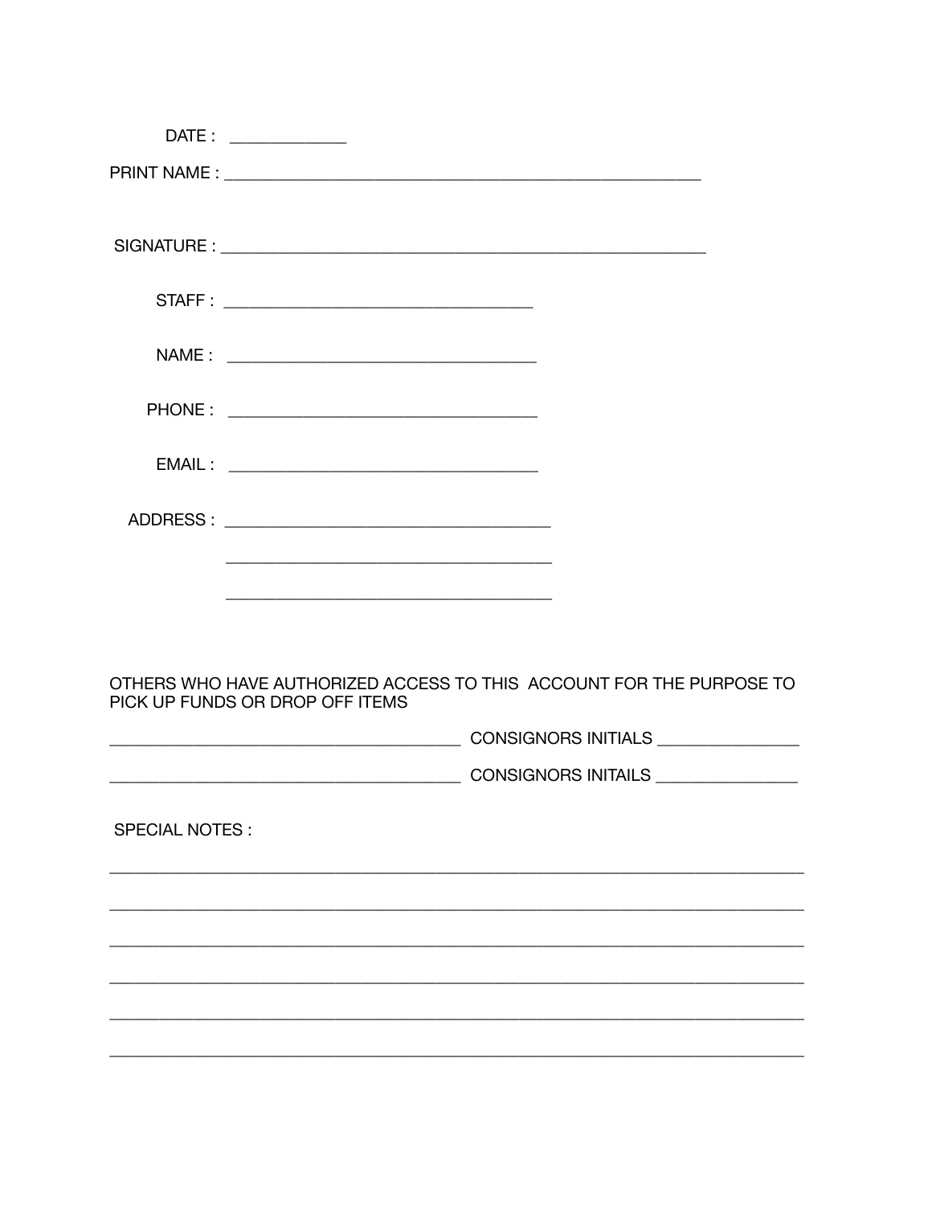DATE : _____________

PRINT NAME : _______________________________________________________

SIGNATURE : _______________________________________________________

STAFF : ___________________________________

NAME : ___________________________________

PHONE : ___________________________________

EMAIL : ___________________________________

ADDRESS : _____________________________________

_____________________________________

_____________________________________

OTHERS WHO HAVE AUTHORIZED ACCESS TO THIS ACCOUNT FOR THE PURPOSE TO PICK UP FUNDS OR DROP OFF ITEMS

________________________________________ CONSIGNORS INITIALS ________________

________________________________________ CONSIGNORS INITAILS ________________

SPECIAL NOTES :

_______________________________________________________________________________

_______________________________________________________________________________

_______________________________________________________________________________

_______________________________________________________________________________

_______________________________________________________________________________

_______________________________________________________________________________